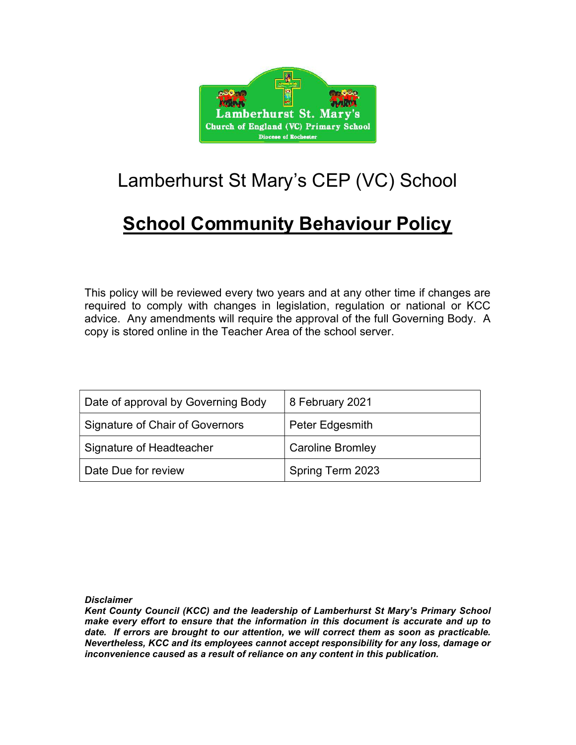Lamberhurst St. Mary's
Church of England (VC) Primary School
Diocese of Rochester

# Lamberhurst St Mary's CEP (VC) School

## School Community Behaviour Policy

This policy will be reviewed every two years and at any other time if changes are required to comply with changes in legislation, regulation or national or KCC advice. Any amendments will require the approval of the full Governing Body. A copy is stored online in the Teacher Area of the school server.

| Date of approval by Governing Body | 8 February 2021 |
| --- | --- |
| Signature of Chair of Governors | Peter Edgesmith |
| Signature of Headteacher | Caroline Bromley |
| Date Due for review | Spring Term 2023 |

***Disclaimer***
***Kent County Council (KCC) and the leadership of Lamberhurst St Mary's Primary School make every effort to ensure that the information in this document is accurate and up to date. If errors are brought to our attention, we will correct them as soon as practicable. Nevertheless, KCC and its employees cannot accept responsibility for any loss, damage or inconvenience caused as a result of reliance on any content in this publication.***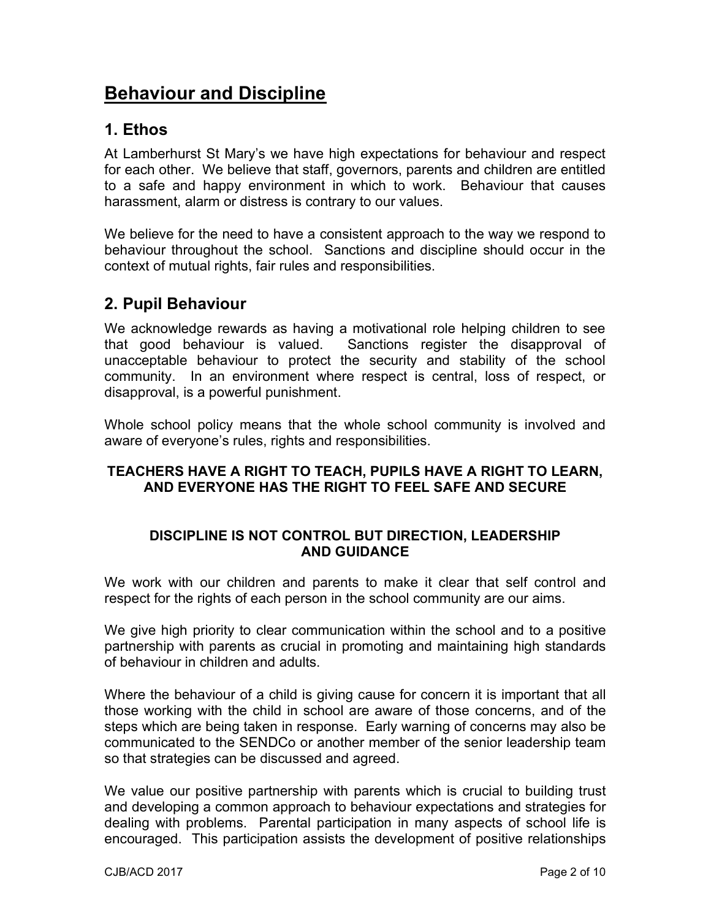# Behaviour and Discipline

## 1. Ethos

At Lamberhurst St Mary's we have high expectations for behaviour and respect for each other. We believe that staff, governors, parents and children are entitled to a safe and happy environment in which to work. Behaviour that causes harassment, alarm or distress is contrary to our values.

We believe for the need to have a consistent approach to the way we respond to behaviour throughout the school. Sanctions and discipline should occur in the context of mutual rights, fair rules and responsibilities.

## 2. Pupil Behaviour

We acknowledge rewards as having a motivational role helping children to see that good behaviour is valued. Sanctions register the disapproval of unacceptable behaviour to protect the security and stability of the school community. In an environment where respect is central, loss of respect, or disapproval, is a powerful punishment.

Whole school policy means that the whole school community is involved and aware of everyone's rules, rights and responsibilities.

**TEACHERS HAVE A RIGHT TO TEACH, PUPILS HAVE A RIGHT TO LEARN, AND EVERYONE HAS THE RIGHT TO FEEL SAFE AND SECURE**

**DISCIPLINE IS NOT CONTROL BUT DIRECTION, LEADERSHIP AND GUIDANCE**

We work with our children and parents to make it clear that self control and respect for the rights of each person in the school community are our aims.

We give high priority to clear communication within the school and to a positive partnership with parents as crucial in promoting and maintaining high standards of behaviour in children and adults.

Where the behaviour of a child is giving cause for concern it is important that all those working with the child in school are aware of those concerns, and of the steps which are being taken in response. Early warning of concerns may also be communicated to the SENDCo or another member of the senior leadership team so that strategies can be discussed and agreed.

We value our positive partnership with parents which is crucial to building trust and developing a common approach to behaviour expectations and strategies for dealing with problems. Parental participation in many aspects of school life is encouraged. This participation assists the development of positive relationships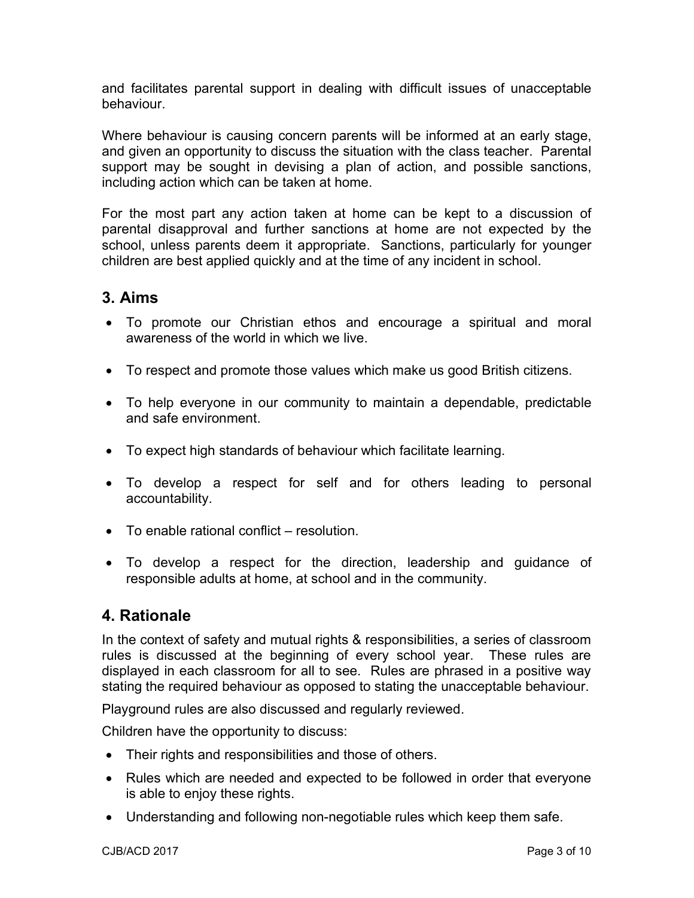and facilitates parental support in dealing with difficult issues of unacceptable behaviour.

Where behaviour is causing concern parents will be informed at an early stage, and given an opportunity to discuss the situation with the class teacher. Parental support may be sought in devising a plan of action, and possible sanctions, including action which can be taken at home.

For the most part any action taken at home can be kept to a discussion of parental disapproval and further sanctions at home are not expected by the school, unless parents deem it appropriate. Sanctions, particularly for younger children are best applied quickly and at the time of any incident in school.

## 3. Aims

- To promote our Christian ethos and encourage a spiritual and moral awareness of the world in which we live.
- To respect and promote those values which make us good British citizens.
- To help everyone in our community to maintain a dependable, predictable and safe environment.
- To expect high standards of behaviour which facilitate learning.
- To develop a respect for self and for others leading to personal accountability.
- To enable rational conflict – resolution.
- To develop a respect for the direction, leadership and guidance of responsible adults at home, at school and in the community.

## 4. Rationale

In the context of safety and mutual rights & responsibilities, a series of classroom rules is discussed at the beginning of every school year. These rules are displayed in each classroom for all to see. Rules are phrased in a positive way stating the required behaviour as opposed to stating the unacceptable behaviour.

Playground rules are also discussed and regularly reviewed.

Children have the opportunity to discuss:

- Their rights and responsibilities and those of others.
- Rules which are needed and expected to be followed in order that everyone is able to enjoy these rights.
- Understanding and following non-negotiable rules which keep them safe.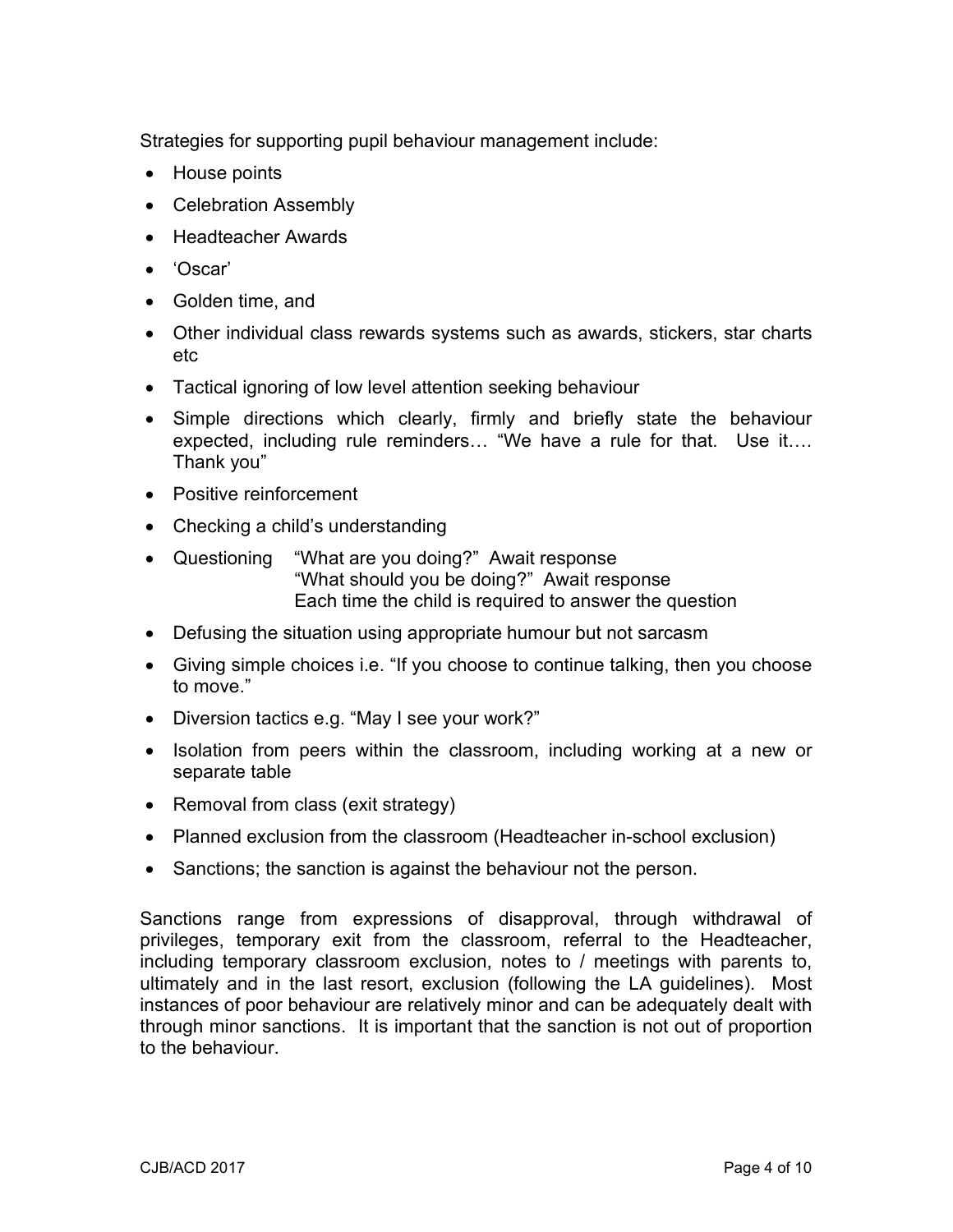Strategies for supporting pupil behaviour management include:

- House points
- Celebration Assembly
- Headteacher Awards
- 'Oscar'
- Golden time, and
- Other individual class rewards systems such as awards, stickers, star charts etc
- Tactical ignoring of low level attention seeking behaviour
- Simple directions which clearly, firmly and briefly state the behaviour expected, including rule reminders… "We have a rule for that. Use it…. Thank you"
- Positive reinforcement
- Checking a child's understanding
- Questioning "What are you doing?" Await response
  "What should you be doing?" Await response
  Each time the child is required to answer the question
- Defusing the situation using appropriate humour but not sarcasm
- Giving simple choices i.e. "If you choose to continue talking, then you choose to move."
- Diversion tactics e.g. "May I see your work?"
- Isolation from peers within the classroom, including working at a new or separate table
- Removal from class (exit strategy)
- Planned exclusion from the classroom (Headteacher in-school exclusion)
- Sanctions; the sanction is against the behaviour not the person.

Sanctions range from expressions of disapproval, through withdrawal of privileges, temporary exit from the classroom, referral to the Headteacher, including temporary classroom exclusion, notes to / meetings with parents to, ultimately and in the last resort, exclusion (following the LA guidelines). Most instances of poor behaviour are relatively minor and can be adequately dealt with through minor sanctions. It is important that the sanction is not out of proportion to the behaviour.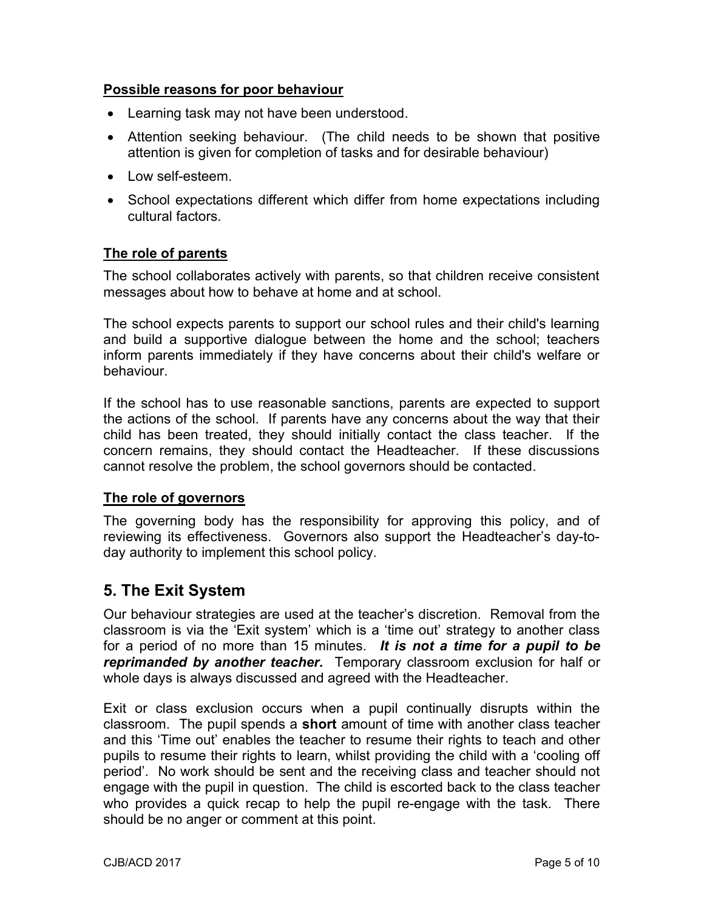**Possible reasons for poor behaviour**

- Learning task may not have been understood.
- Attention seeking behaviour. (The child needs to be shown that positive attention is given for completion of tasks and for desirable behaviour)
- Low self-esteem.
- School expectations different which differ from home expectations including cultural factors.

**The role of parents**

The school collaborates actively with parents, so that children receive consistent messages about how to behave at home and at school.

The school expects parents to support our school rules and their child's learning and build a supportive dialogue between the home and the school; teachers inform parents immediately if they have concerns about their child's welfare or behaviour.

If the school has to use reasonable sanctions, parents are expected to support the actions of the school. If parents have any concerns about the way that their child has been treated, they should initially contact the class teacher. If the concern remains, they should contact the Headteacher. If these discussions cannot resolve the problem, the school governors should be contacted.

**The role of governors**

The governing body has the responsibility for approving this policy, and of reviewing its effectiveness. Governors also support the Headteacher's day-to-day authority to implement this school policy.

## 5. The Exit System

Our behaviour strategies are used at the teacher's discretion. Removal from the classroom is via the 'Exit system' which is a 'time out' strategy to another class for a period of no more than 15 minutes. ***It is not a time for a pupil to be reprimanded by another teacher.*** Temporary classroom exclusion for half or whole days is always discussed and agreed with the Headteacher.

Exit or class exclusion occurs when a pupil continually disrupts within the classroom. The pupil spends a **short** amount of time with another class teacher and this 'Time out' enables the teacher to resume their rights to teach and other pupils to resume their rights to learn, whilst providing the child with a 'cooling off period'. No work should be sent and the receiving class and teacher should not engage with the pupil in question. The child is escorted back to the class teacher who provides a quick recap to help the pupil re-engage with the task. There should be no anger or comment at this point.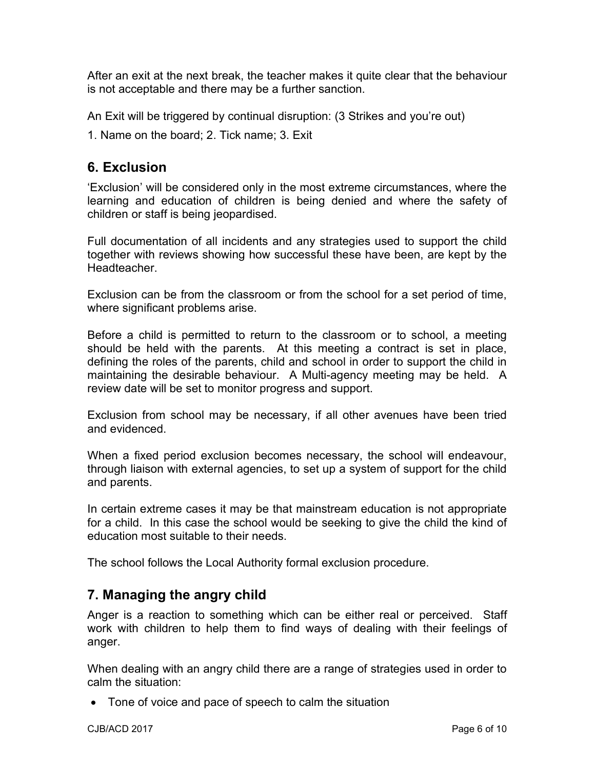After an exit at the next break, the teacher makes it quite clear that the behaviour is not acceptable and there may be a further sanction.

An Exit will be triggered by continual disruption: (3 Strikes and you're out)

1. Name on the board; 2. Tick name; 3. Exit

## 6. Exclusion

'Exclusion' will be considered only in the most extreme circumstances, where the learning and education of children is being denied and where the safety of children or staff is being jeopardised.

Full documentation of all incidents and any strategies used to support the child together with reviews showing how successful these have been, are kept by the Headteacher.

Exclusion can be from the classroom or from the school for a set period of time, where significant problems arise.

Before a child is permitted to return to the classroom or to school, a meeting should be held with the parents. At this meeting a contract is set in place, defining the roles of the parents, child and school in order to support the child in maintaining the desirable behaviour. A Multi-agency meeting may be held. A review date will be set to monitor progress and support.

Exclusion from school may be necessary, if all other avenues have been tried and evidenced.

When a fixed period exclusion becomes necessary, the school will endeavour, through liaison with external agencies, to set up a system of support for the child and parents.

In certain extreme cases it may be that mainstream education is not appropriate for a child. In this case the school would be seeking to give the child the kind of education most suitable to their needs.

The school follows the Local Authority formal exclusion procedure.

## 7. Managing the angry child

Anger is a reaction to something which can be either real or perceived. Staff work with children to help them to find ways of dealing with their feelings of anger.

When dealing with an angry child there are a range of strategies used in order to calm the situation:

- Tone of voice and pace of speech to calm the situation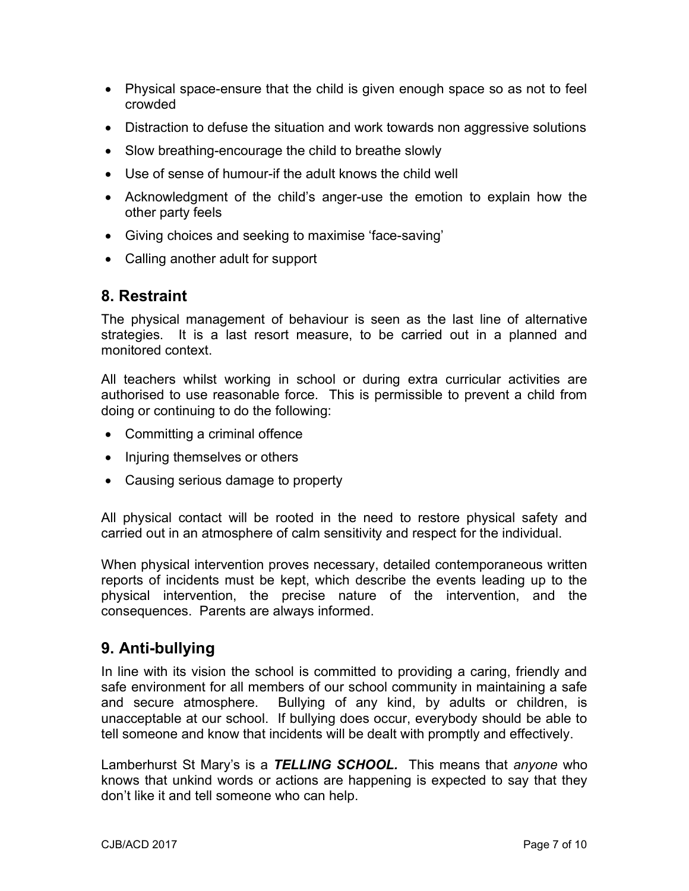- Physical space-ensure that the child is given enough space so as not to feel crowded
- Distraction to defuse the situation and work towards non aggressive solutions
- Slow breathing-encourage the child to breathe slowly
- Use of sense of humour-if the adult knows the child well
- Acknowledgment of the child's anger-use the emotion to explain how the other party feels
- Giving choices and seeking to maximise 'face-saving'
- Calling another adult for support

## 8. Restraint

The physical management of behaviour is seen as the last line of alternative strategies. It is a last resort measure, to be carried out in a planned and monitored context.

All teachers whilst working in school or during extra curricular activities are authorised to use reasonable force. This is permissible to prevent a child from doing or continuing to do the following:

- Committing a criminal offence
- Injuring themselves or others
- Causing serious damage to property

All physical contact will be rooted in the need to restore physical safety and carried out in an atmosphere of calm sensitivity and respect for the individual.

When physical intervention proves necessary, detailed contemporaneous written reports of incidents must be kept, which describe the events leading up to the physical intervention, the precise nature of the intervention, and the consequences. Parents are always informed.

## 9. Anti-bullying

In line with its vision the school is committed to providing a caring, friendly and safe environment for all members of our school community in maintaining a safe and secure atmosphere. Bullying of any kind, by adults or children, is unacceptable at our school. If bullying does occur, everybody should be able to tell someone and know that incidents will be dealt with promptly and effectively.

Lamberhurst St Mary's is a ***TELLING SCHOOL.*** This means that *anyone* who knows that unkind words or actions are happening is expected to say that they don't like it and tell someone who can help.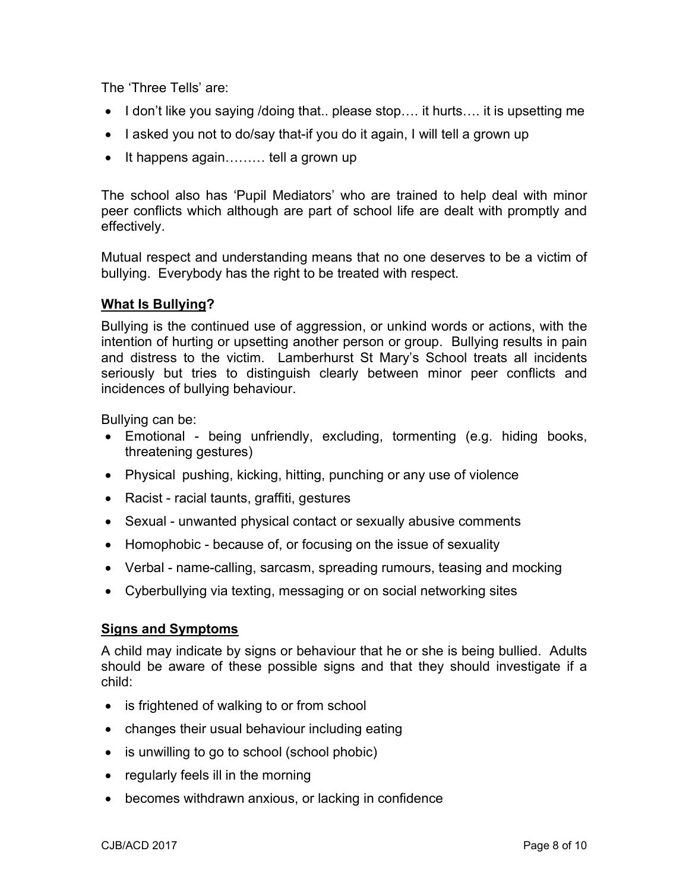The 'Three Tells' are:

- I don't like you saying /doing that.. please stop…. it hurts…. it is upsetting me
- I asked you not to do/say that-if you do it again, I will tell a grown up
- It happens again……… tell a grown up

The school also has 'Pupil Mediators' who are trained to help deal with minor peer conflicts which although are part of school life are dealt with promptly and effectively.

Mutual respect and understanding means that no one deserves to be a victim of bullying. Everybody has the right to be treated with respect.

## What Is Bullying?

Bullying is the continued use of aggression, or unkind words or actions, with the intention of hurting or upsetting another person or group. Bullying results in pain and distress to the victim. Lamberhurst St Mary's School treats all incidents seriously but tries to distinguish clearly between minor peer conflicts and incidences of bullying behaviour.

Bullying can be:

- Emotional - being unfriendly, excluding, tormenting (e.g. hiding books, threatening gestures)
- Physical pushing, kicking, hitting, punching or any use of violence
- Racist - racial taunts, graffiti, gestures
- Sexual - unwanted physical contact or sexually abusive comments
- Homophobic - because of, or focusing on the issue of sexuality
- Verbal - name-calling, sarcasm, spreading rumours, teasing and mocking
- Cyberbullying via texting, messaging or on social networking sites

## Signs and Symptoms

A child may indicate by signs or behaviour that he or she is being bullied. Adults should be aware of these possible signs and that they should investigate if a child:

- is frightened of walking to or from school
- changes their usual behaviour including eating
- is unwilling to go to school (school phobic)
- regularly feels ill in the morning
- becomes withdrawn anxious, or lacking in confidence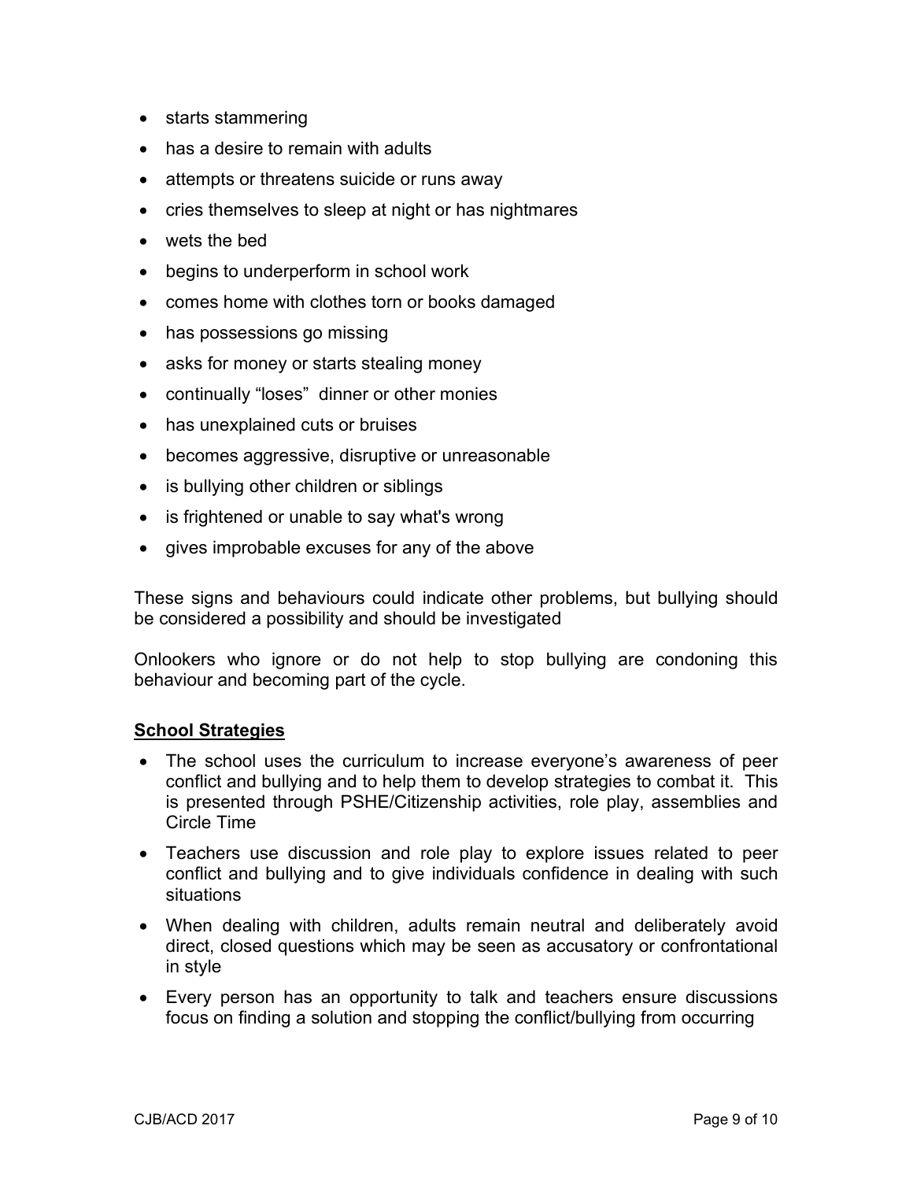- starts stammering
- has a desire to remain with adults
- attempts or threatens suicide or runs away
- cries themselves to sleep at night or has nightmares
- wets the bed
- begins to underperform in school work
- comes home with clothes torn or books damaged
- has possessions go missing
- asks for money or starts stealing money
- continually "loses" dinner or other monies
- has unexplained cuts or bruises
- becomes aggressive, disruptive or unreasonable
- is bullying other children or siblings
- is frightened or unable to say what's wrong
- gives improbable excuses for any of the above

These signs and behaviours could indicate other problems, but bullying should be considered a possibility and should be investigated

Onlookers who ignore or do not help to stop bullying are condoning this behaviour and becoming part of the cycle.

## School Strategies

- The school uses the curriculum to increase everyone's awareness of peer conflict and bullying and to help them to develop strategies to combat it. This is presented through PSHE/Citizenship activities, role play, assemblies and Circle Time
- Teachers use discussion and role play to explore issues related to peer conflict and bullying and to give individuals confidence in dealing with such situations
- When dealing with children, adults remain neutral and deliberately avoid direct, closed questions which may be seen as accusatory or confrontational in style
- Every person has an opportunity to talk and teachers ensure discussions focus on finding a solution and stopping the conflict/bullying from occurring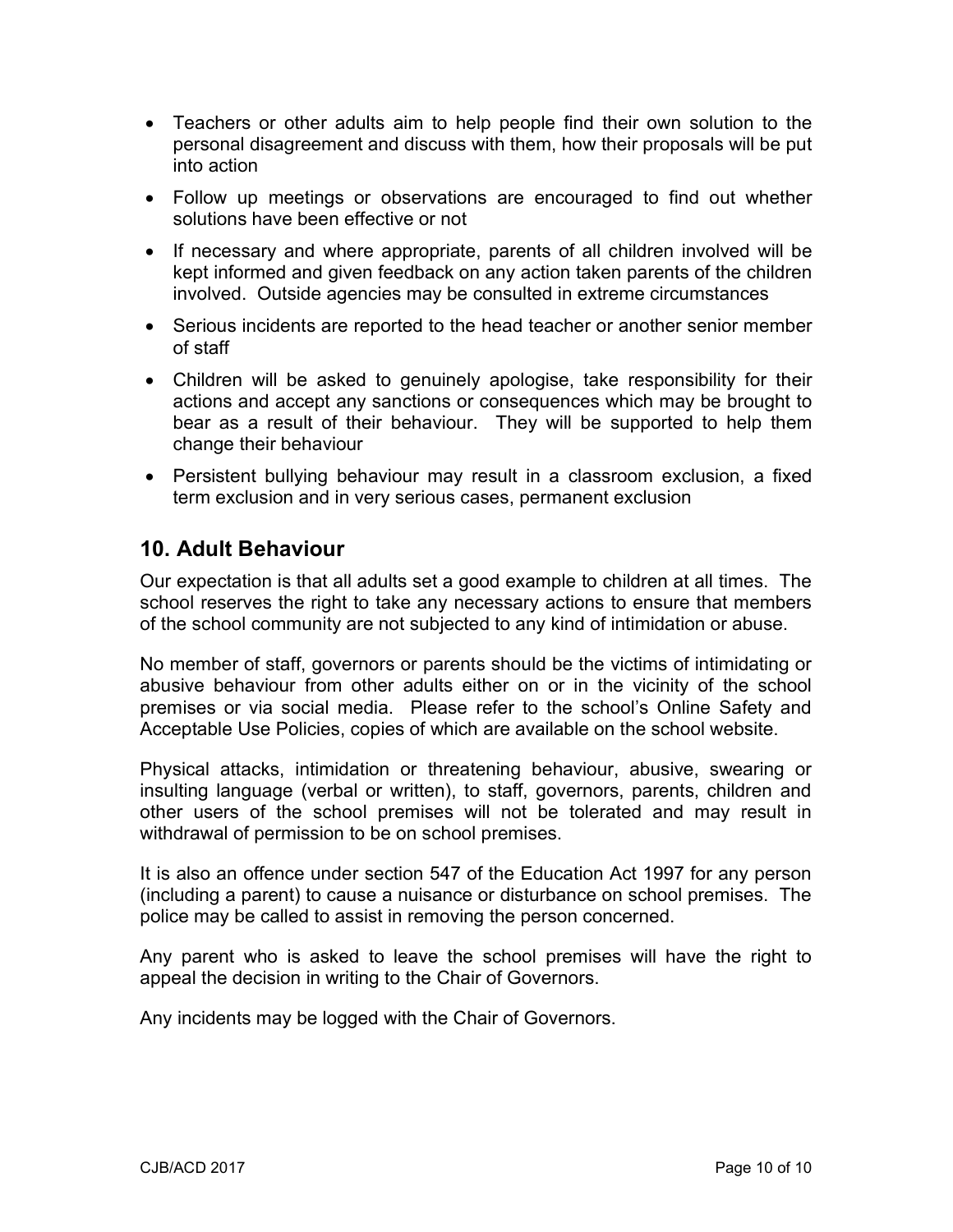- Teachers or other adults aim to help people find their own solution to the personal disagreement and discuss with them, how their proposals will be put into action
- Follow up meetings or observations are encouraged to find out whether solutions have been effective or not
- If necessary and where appropriate, parents of all children involved will be kept informed and given feedback on any action taken parents of the children involved. Outside agencies may be consulted in extreme circumstances
- Serious incidents are reported to the head teacher or another senior member of staff
- Children will be asked to genuinely apologise, take responsibility for their actions and accept any sanctions or consequences which may be brought to bear as a result of their behaviour. They will be supported to help them change their behaviour
- Persistent bullying behaviour may result in a classroom exclusion, a fixed term exclusion and in very serious cases, permanent exclusion

## 10. Adult Behaviour

Our expectation is that all adults set a good example to children at all times. The school reserves the right to take any necessary actions to ensure that members of the school community are not subjected to any kind of intimidation or abuse.

No member of staff, governors or parents should be the victims of intimidating or abusive behaviour from other adults either on or in the vicinity of the school premises or via social media. Please refer to the school's Online Safety and Acceptable Use Policies, copies of which are available on the school website.

Physical attacks, intimidation or threatening behaviour, abusive, swearing or insulting language (verbal or written), to staff, governors, parents, children and other users of the school premises will not be tolerated and may result in withdrawal of permission to be on school premises.

It is also an offence under section 547 of the Education Act 1997 for any person (including a parent) to cause a nuisance or disturbance on school premises. The police may be called to assist in removing the person concerned.

Any parent who is asked to leave the school premises will have the right to appeal the decision in writing to the Chair of Governors.

Any incidents may be logged with the Chair of Governors.